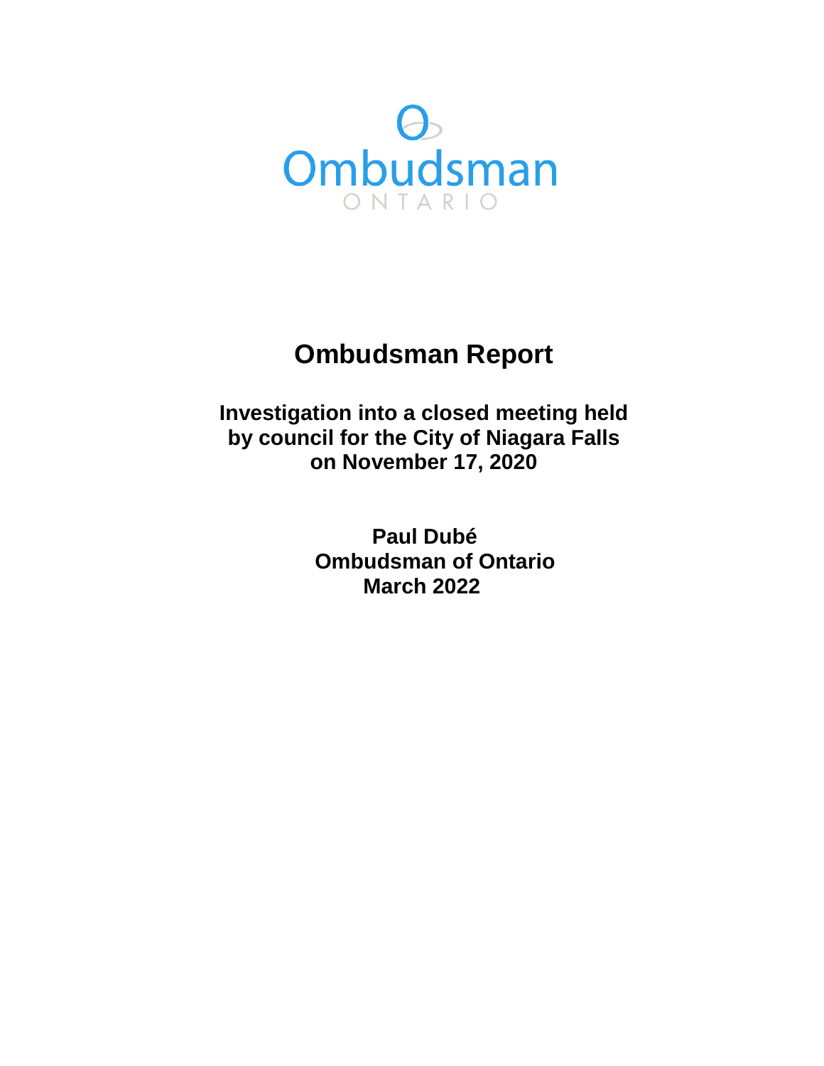Ombudsman

ONTARIO

# Ombudsman Report

## Investigation into a closed meeting held by council for the City of Niagara Falls on November 17, 2020

**Paul Dubé**
**Ombudsman of Ontario**
**March 2022**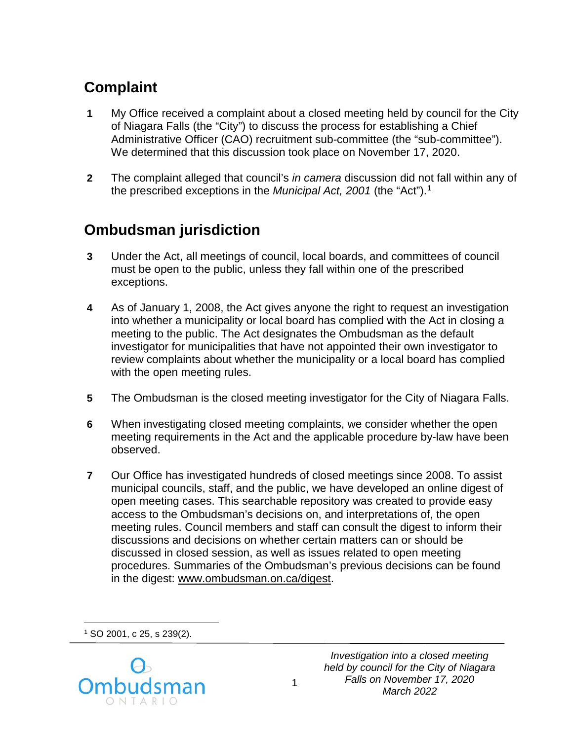## Complaint

**1** My Office received a complaint about a closed meeting held by council for the City of Niagara Falls (the "City") to discuss the process for establishing a Chief Administrative Officer (CAO) recruitment sub-committee (the "sub-committee"). We determined that this discussion took place on November 17, 2020.

**2** The complaint alleged that council's *in camera* discussion did not fall within any of the prescribed exceptions in the *Municipal Act, 2001* (the "Act").[1]

## Ombudsman jurisdiction

**3** Under the Act, all meetings of council, local boards, and committees of council must be open to the public, unless they fall within one of the prescribed exceptions.

**4** As of January 1, 2008, the Act gives anyone the right to request an investigation into whether a municipality or local board has complied with the Act in closing a meeting to the public. The Act designates the Ombudsman as the default investigator for municipalities that have not appointed their own investigator to review complaints about whether the municipality or a local board has complied with the open meeting rules.

**5** The Ombudsman is the closed meeting investigator for the City of Niagara Falls.

**6** When investigating closed meeting complaints, we consider whether the open meeting requirements in the Act and the applicable procedure by-law have been observed.

**7** Our Office has investigated hundreds of closed meetings since 2008. To assist municipal councils, staff, and the public, we have developed an online digest of open meeting cases. This searchable repository was created to provide easy access to the Ombudsman's decisions on, and interpretations of, the open meeting rules. Council members and staff can consult the digest to inform their discussions and decisions on whether certain matters can or should be discussed in closed session, as well as issues related to open meeting procedures. Summaries of the Ombudsman's previous decisions can be found in the digest: www.ombudsman.on.ca/digest.

---

[1] SO 2001, c 25, s 239(2).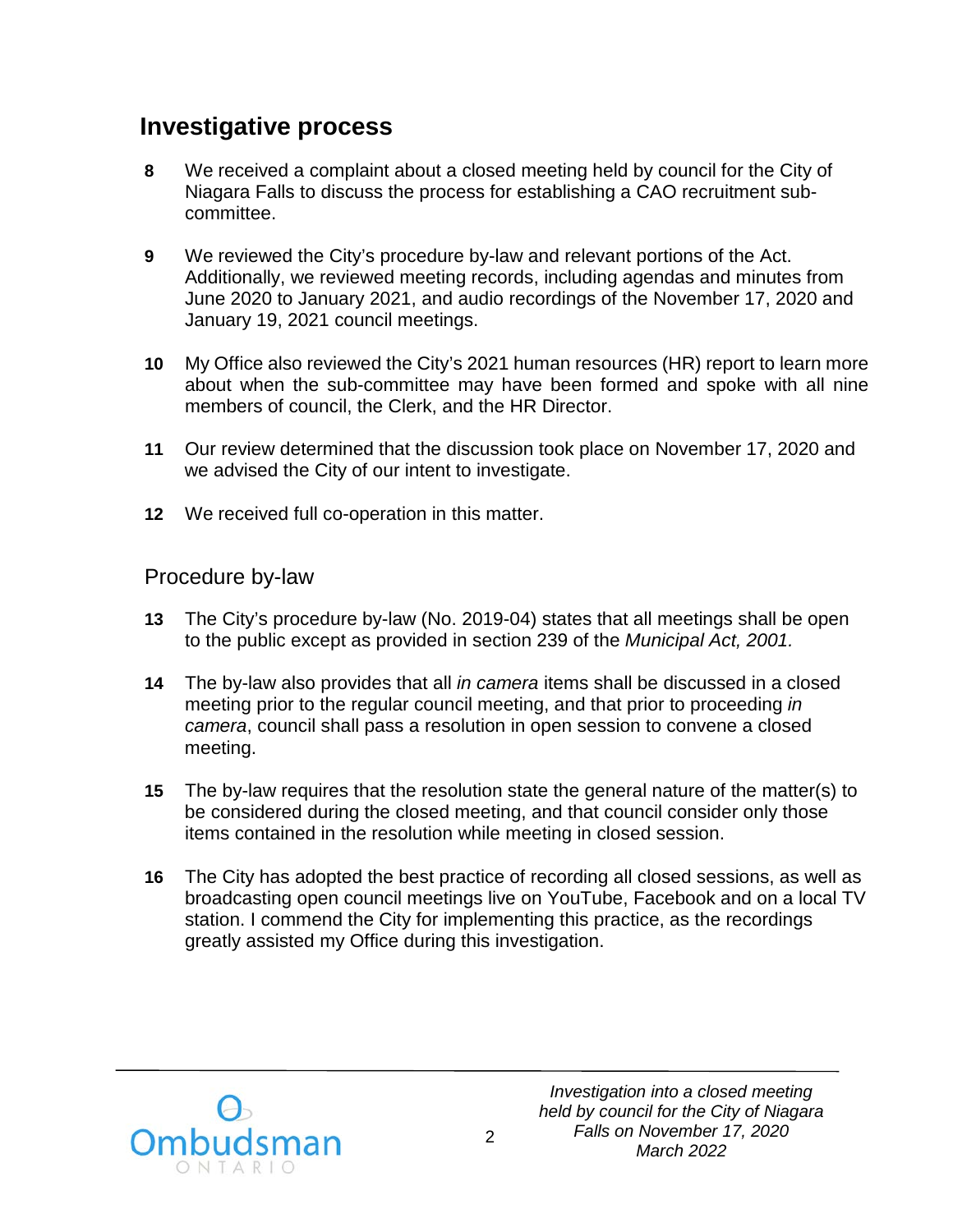## Investigative process

**8** We received a complaint about a closed meeting held by council for the City of Niagara Falls to discuss the process for establishing a CAO recruitment sub-committee.

**9** We reviewed the City's procedure by-law and relevant portions of the Act. Additionally, we reviewed meeting records, including agendas and minutes from June 2020 to January 2021, and audio recordings of the November 17, 2020 and January 19, 2021 council meetings.

**10** My Office also reviewed the City's 2021 human resources (HR) report to learn more about when the sub-committee may have been formed and spoke with all nine members of council, the Clerk, and the HR Director.

**11** Our review determined that the discussion took place on November 17, 2020 and we advised the City of our intent to investigate.

**12** We received full co-operation in this matter.

### Procedure by-law

**13** The City's procedure by-law (No. 2019-04) states that all meetings shall be open to the public except as provided in section 239 of the *Municipal Act, 2001.*

**14** The by-law also provides that all *in camera* items shall be discussed in a closed meeting prior to the regular council meeting, and that prior to proceeding *in camera*, council shall pass a resolution in open session to convene a closed meeting.

**15** The by-law requires that the resolution state the general nature of the matter(s) to be considered during the closed meeting, and that council consider only those items contained in the resolution while meeting in closed session.

**16** The City has adopted the best practice of recording all closed sessions, as well as broadcasting open council meetings live on YouTube, Facebook and on a local TV station. I commend the City for implementing this practice, as the recordings greatly assisted my Office during this investigation.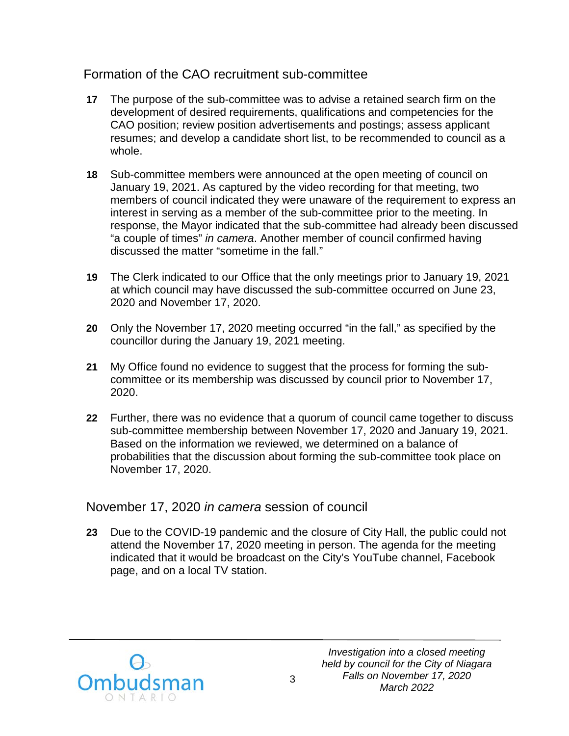## Formation of the CAO recruitment sub-committee

**17** The purpose of the sub-committee was to advise a retained search firm on the development of desired requirements, qualifications and competencies for the CAO position; review position advertisements and postings; assess applicant resumes; and develop a candidate short list, to be recommended to council as a whole.

**18** Sub-committee members were announced at the open meeting of council on January 19, 2021. As captured by the video recording for that meeting, two members of council indicated they were unaware of the requirement to express an interest in serving as a member of the sub-committee prior to the meeting. In response, the Mayor indicated that the sub-committee had already been discussed "a couple of times" *in camera*. Another member of council confirmed having discussed the matter "sometime in the fall."

**19** The Clerk indicated to our Office that the only meetings prior to January 19, 2021 at which council may have discussed the sub-committee occurred on June 23, 2020 and November 17, 2020.

**20** Only the November 17, 2020 meeting occurred "in the fall," as specified by the councillor during the January 19, 2021 meeting.

**21** My Office found no evidence to suggest that the process for forming the sub-committee or its membership was discussed by council prior to November 17, 2020.

**22** Further, there was no evidence that a quorum of council came together to discuss sub-committee membership between November 17, 2020 and January 19, 2021. Based on the information we reviewed, we determined on a balance of probabilities that the discussion about forming the sub-committee took place on November 17, 2020.

## November 17, 2020 *in camera* session of council

**23** Due to the COVID-19 pandemic and the closure of City Hall, the public could not attend the November 17, 2020 meeting in person. The agenda for the meeting indicated that it would be broadcast on the City's YouTube channel, Facebook page, and on a local TV station.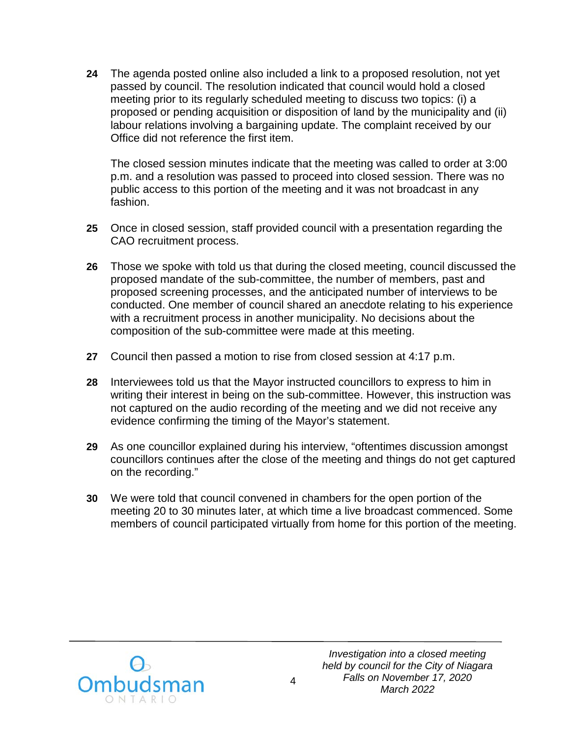**24** The agenda posted online also included a link to a proposed resolution, not yet passed by council. The resolution indicated that council would hold a closed meeting prior to its regularly scheduled meeting to discuss two topics: (i) a proposed or pending acquisition or disposition of land by the municipality and (ii) labour relations involving a bargaining update. The complaint received by our Office did not reference the first item.

The closed session minutes indicate that the meeting was called to order at 3:00 p.m. and a resolution was passed to proceed into closed session. There was no public access to this portion of the meeting and it was not broadcast in any fashion.

**25** Once in closed session, staff provided council with a presentation regarding the CAO recruitment process.

**26** Those we spoke with told us that during the closed meeting, council discussed the proposed mandate of the sub-committee, the number of members, past and proposed screening processes, and the anticipated number of interviews to be conducted. One member of council shared an anecdote relating to his experience with a recruitment process in another municipality. No decisions about the composition of the sub-committee were made at this meeting.

**27** Council then passed a motion to rise from closed session at 4:17 p.m.

**28** Interviewees told us that the Mayor instructed councillors to express to him in writing their interest in being on the sub-committee. However, this instruction was not captured on the audio recording of the meeting and we did not receive any evidence confirming the timing of the Mayor's statement.

**29** As one councillor explained during his interview, "oftentimes discussion amongst councillors continues after the close of the meeting and things do not get captured on the recording."

**30** We were told that council convened in chambers for the open portion of the meeting 20 to 30 minutes later, at which time a live broadcast commenced. Some members of council participated virtually from home for this portion of the meeting.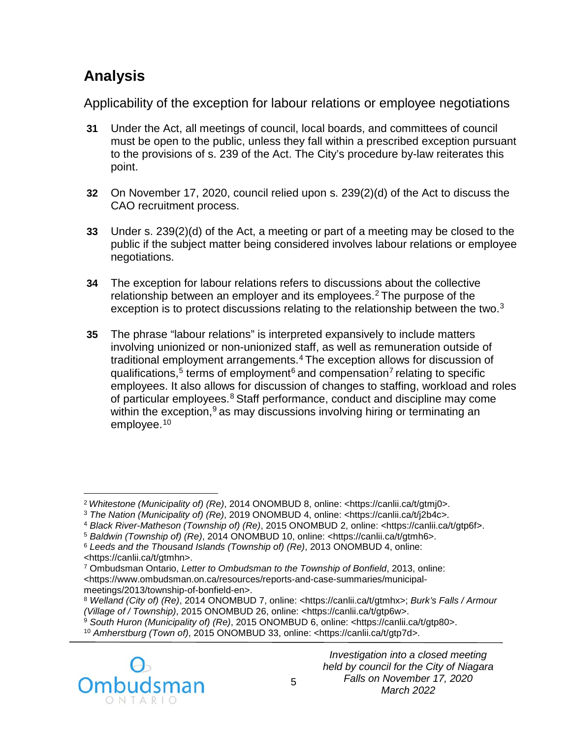## Analysis

### Applicability of the exception for labour relations or employee negotiations

**31** Under the Act, all meetings of council, local boards, and committees of council must be open to the public, unless they fall within a prescribed exception pursuant to the provisions of s. 239 of the Act. The City's procedure by-law reiterates this point.

**32** On November 17, 2020, council relied upon s. 239(2)(d) of the Act to discuss the CAO recruitment process.

**33** Under s. 239(2)(d) of the Act, a meeting or part of a meeting may be closed to the public if the subject matter being considered involves labour relations or employee negotiations.

**34** The exception for labour relations refers to discussions about the collective relationship between an employer and its employees.[2] The purpose of the exception is to protect discussions relating to the relationship between the two.[3]

**35** The phrase "labour relations" is interpreted expansively to include matters involving unionized or non-unionized staff, as well as remuneration outside of traditional employment arrangements.[4] The exception allows for discussion of qualifications,[5] terms of employment[6] and compensation[7] relating to specific employees. It also allows for discussion of changes to staffing, workload and roles of particular employees.[8] Staff performance, conduct and discipline may come within the exception,[9] as may discussions involving hiring or terminating an employee.[10]

---

[2] *Whitestone (Municipality of) (Re)*, 2014 ONOMBUD 8, online: <https://canlii.ca/t/gtmj0>.

[3] *The Nation (Municipality of) (Re)*, 2019 ONOMBUD 4, online: <https://canlii.ca/t/j2b4c>.

[4] *Black River-Matheson (Township of) (Re)*, 2015 ONOMBUD 2, online: <https://canlii.ca/t/gtp6f>.

[5] *Baldwin (Township of) (Re)*, 2014 ONOMBUD 10, online: <https://canlii.ca/t/gtmh6>.

[6] *Leeds and the Thousand Islands (Township of) (Re)*, 2013 ONOMBUD 4, online: <https://canlii.ca/t/gtmhn>.

[7] Ombudsman Ontario, *Letter to Ombudsman to the Township of Bonfield*, 2013, online: <https://www.ombudsman.on.ca/resources/reports-and-case-summaries/municipal-meetings/2013/township-of-bonfield-en>.

[8] *Welland (City of) (Re)*, 2014 ONOMBUD 7, online: <https://canlii.ca/t/gtmhx>; *Burk's Falls / Armour (Village of / Township)*, 2015 ONOMBUD 26, online: <https://canlii.ca/t/gtp6w>.

[9] *South Huron (Municipality of) (Re)*, 2015 ONOMBUD 6, online: <https://canlii.ca/t/gtp80>.

[10] *Amherstburg (Town of)*, 2015 ONOMBUD 33, online: <https://canlii.ca/t/gtp7d>.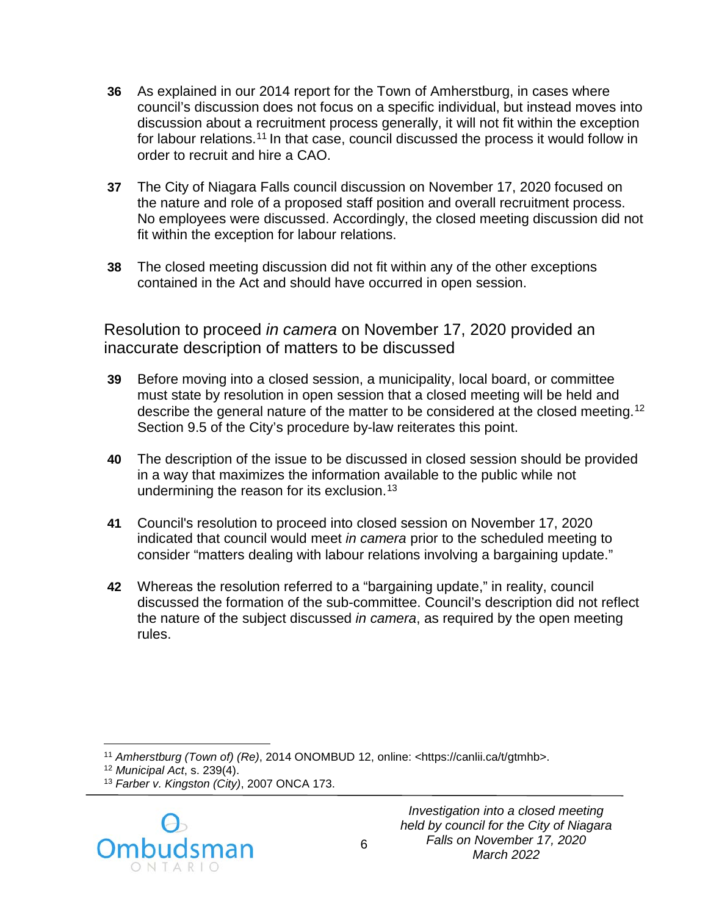**36** As explained in our 2014 report for the Town of Amherstburg, in cases where council's discussion does not focus on a specific individual, but instead moves into discussion about a recruitment process generally, it will not fit within the exception for labour relations.[11] In that case, council discussed the process it would follow in order to recruit and hire a CAO.

**37** The City of Niagara Falls council discussion on November 17, 2020 focused on the nature and role of a proposed staff position and overall recruitment process. No employees were discussed. Accordingly, the closed meeting discussion did not fit within the exception for labour relations.

**38** The closed meeting discussion did not fit within any of the other exceptions contained in the Act and should have occurred in open session.

## Resolution to proceed *in camera* on November 17, 2020 provided an inaccurate description of matters to be discussed

**39** Before moving into a closed session, a municipality, local board, or committee must state by resolution in open session that a closed meeting will be held and describe the general nature of the matter to be considered at the closed meeting.[12] Section 9.5 of the City's procedure by-law reiterates this point.

**40** The description of the issue to be discussed in closed session should be provided in a way that maximizes the information available to the public while not undermining the reason for its exclusion.[13]

**41** Council's resolution to proceed into closed session on November 17, 2020 indicated that council would meet *in camera* prior to the scheduled meeting to consider "matters dealing with labour relations involving a bargaining update."

**42** Whereas the resolution referred to a "bargaining update," in reality, council discussed the formation of the sub-committee. Council's description did not reflect the nature of the subject discussed *in camera*, as required by the open meeting rules.

---

[11] *Amherstburg (Town of) (Re)*, 2014 ONOMBUD 12, online: <https://canlii.ca/t/gtmhb>.

[12] *Municipal Act*, s. 239(4).

[13] *Farber v. Kingston (City)*, 2007 ONCA 173.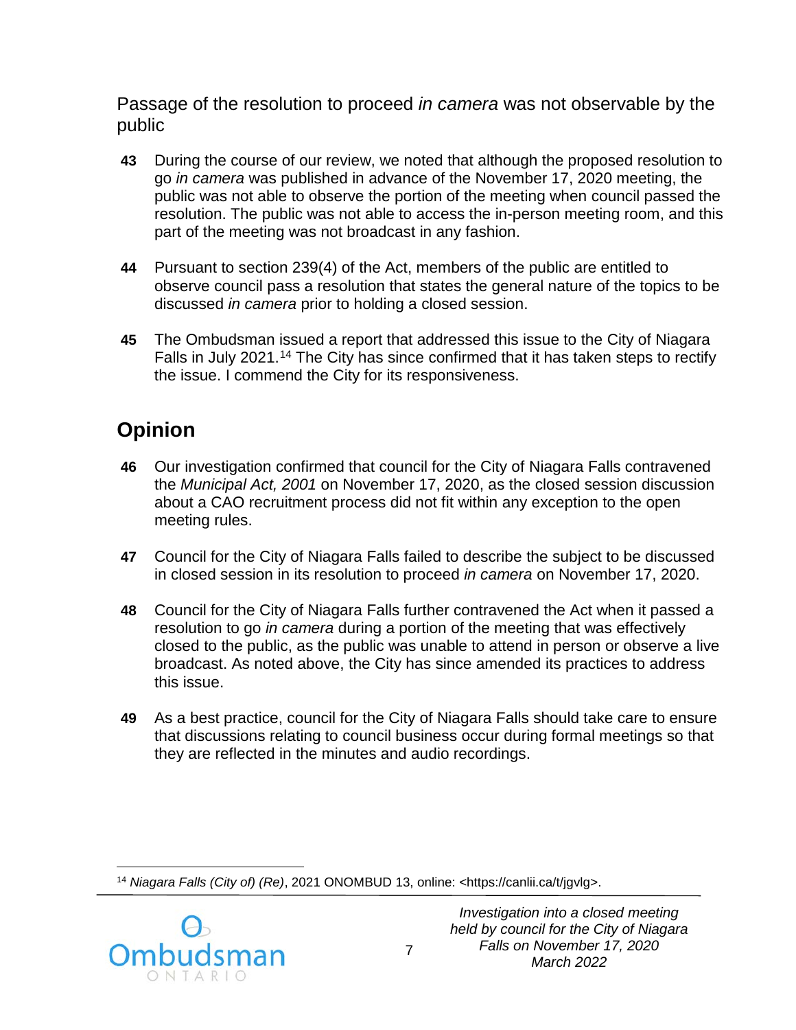### Passage of the resolution to proceed *in camera* was not observable by the public

**43** During the course of our review, we noted that although the proposed resolution to go *in camera* was published in advance of the November 17, 2020 meeting, the public was not able to observe the portion of the meeting when council passed the resolution. The public was not able to access the in-person meeting room, and this part of the meeting was not broadcast in any fashion.

**44** Pursuant to section 239(4) of the Act, members of the public are entitled to observe council pass a resolution that states the general nature of the topics to be discussed *in camera* prior to holding a closed session.

**45** The Ombudsman issued a report that addressed this issue to the City of Niagara Falls in July 2021.[14] The City has since confirmed that it has taken steps to rectify the issue. I commend the City for its responsiveness.

## Opinion

**46** Our investigation confirmed that council for the City of Niagara Falls contravened the *Municipal Act, 2001* on November 17, 2020, as the closed session discussion about a CAO recruitment process did not fit within any exception to the open meeting rules.

**47** Council for the City of Niagara Falls failed to describe the subject to be discussed in closed session in its resolution to proceed *in camera* on November 17, 2020.

**48** Council for the City of Niagara Falls further contravened the Act when it passed a resolution to go *in camera* during a portion of the meeting that was effectively closed to the public, as the public was unable to attend in person or observe a live broadcast. As noted above, the City has since amended its practices to address this issue.

**49** As a best practice, council for the City of Niagara Falls should take care to ensure that discussions relating to council business occur during formal meetings so that they are reflected in the minutes and audio recordings.

---

[14] *Niagara Falls (City of) (Re)*, 2021 ONOMBUD 13, online: <https://canlii.ca/t/jgvlg>.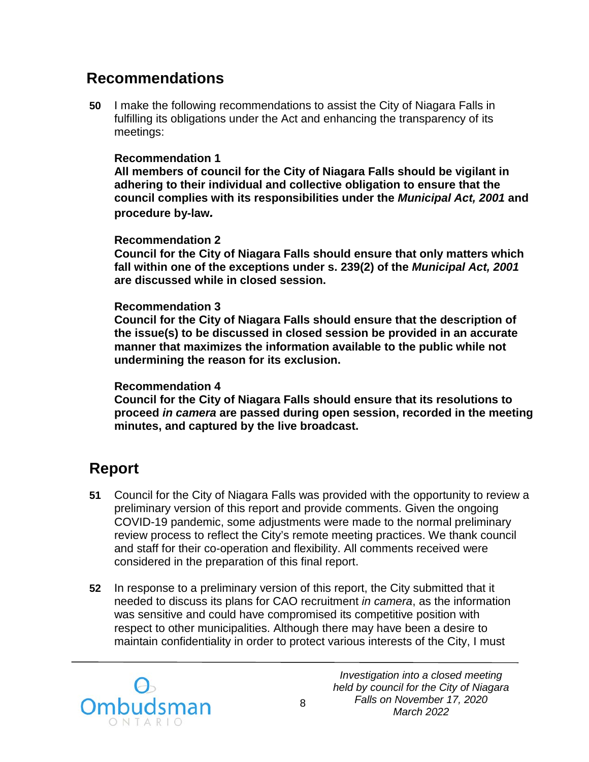## Recommendations

**50** I make the following recommendations to assist the City of Niagara Falls in fulfilling its obligations under the Act and enhancing the transparency of its meetings:

**Recommendation 1**
**All members of council for the City of Niagara Falls should be vigilant in adhering to their individual and collective obligation to ensure that the council complies with its responsibilities under the *Municipal Act, 2001* and procedure by-law*.***

**Recommendation 2**
**Council for the City of Niagara Falls should ensure that only matters which fall within one of the exceptions under s. 239(2) of the *Municipal Act, 2001* are discussed while in closed session.**

**Recommendation 3**
**Council for the City of Niagara Falls should ensure that the description of the issue(s) to be discussed in closed session be provided in an accurate manner that maximizes the information available to the public while not undermining the reason for its exclusion.**

**Recommendation 4**
**Council for the City of Niagara Falls should ensure that its resolutions to proceed *in camera* are passed during open session, recorded in the meeting minutes, and captured by the live broadcast.**

## Report

**51** Council for the City of Niagara Falls was provided with the opportunity to review a preliminary version of this report and provide comments. Given the ongoing COVID-19 pandemic, some adjustments were made to the normal preliminary review process to reflect the City's remote meeting practices. We thank council and staff for their co-operation and flexibility. All comments received were considered in the preparation of this final report.

**52** In response to a preliminary version of this report, the City submitted that it needed to discuss its plans for CAO recruitment *in camera*, as the information was sensitive and could have compromised its competitive position with respect to other municipalities. Although there may have been a desire to maintain confidentiality in order to protect various interests of the City, I must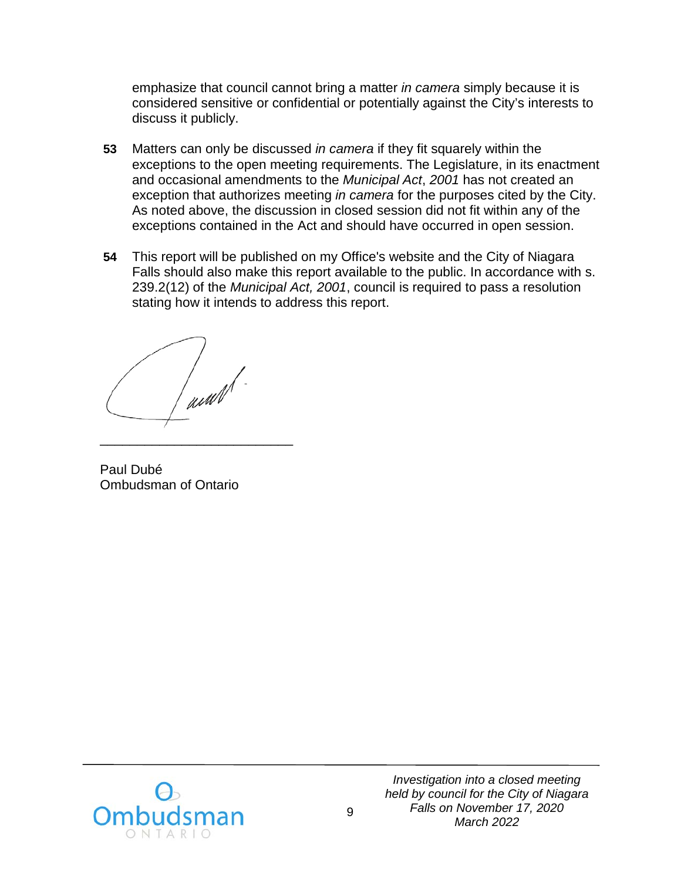emphasize that council cannot bring a matter *in camera* simply because it is considered sensitive or confidential or potentially against the City's interests to discuss it publicly.

**53** Matters can only be discussed *in camera* if they fit squarely within the exceptions to the open meeting requirements. The Legislature, in its enactment and occasional amendments to the *Municipal Act*, *2001* has not created an exception that authorizes meeting *in camera* for the purposes cited by the City. As noted above, the discussion in closed session did not fit within any of the exceptions contained in the Act and should have occurred in open session.

**54** This report will be published on my Office's website and the City of Niagara Falls should also make this report available to the public. In accordance with s. 239.2(12) of the *Municipal Act, 2001*, council is required to pass a resolution stating how it intends to address this report.

\_\_\_\_\_\_\_\_\_\_\_\_\_\_\_\_\_\_\_\_\_\_\_\_\_\_

Paul Dubé
Ombudsman of Ontario